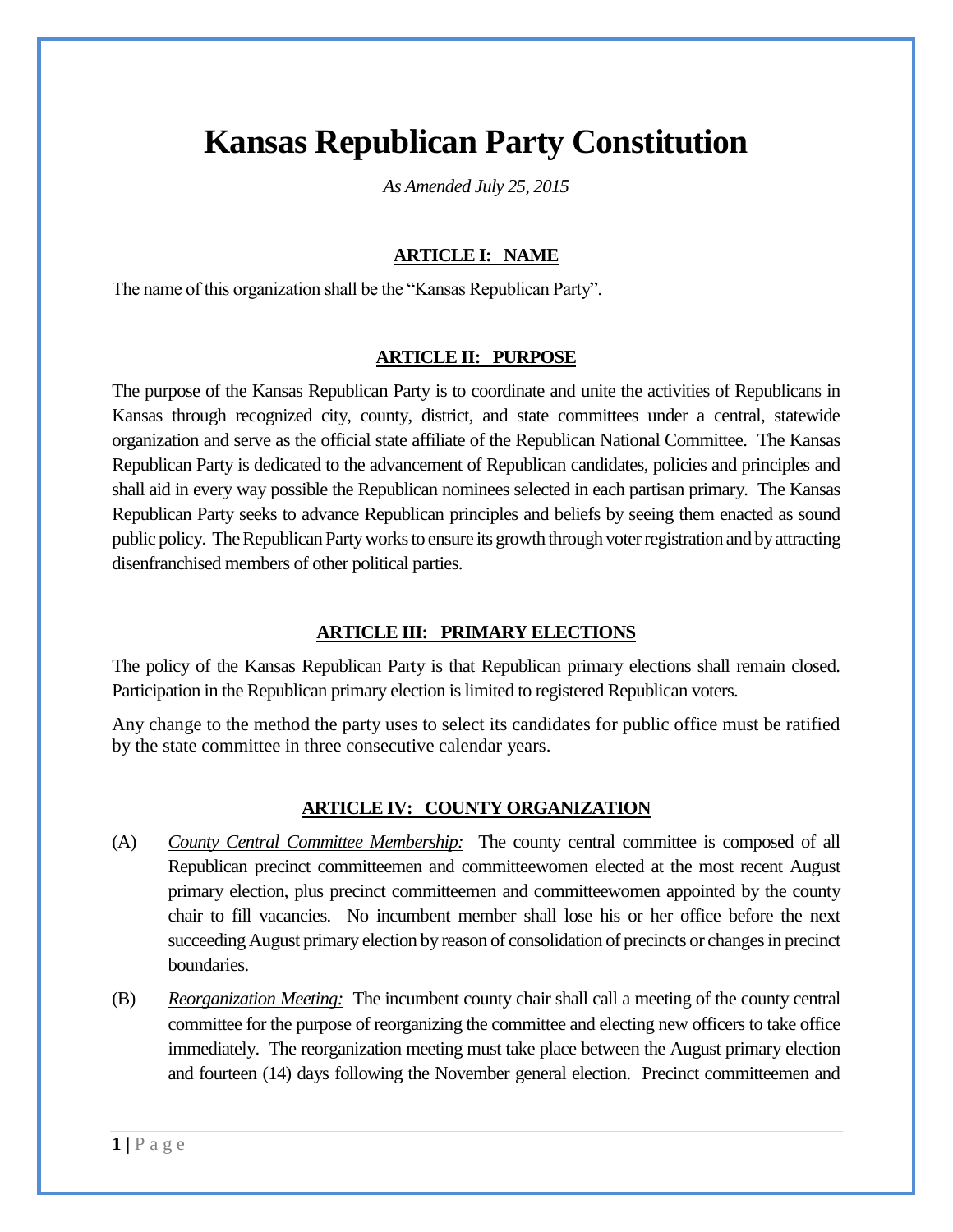# Kansas Republican Party Constitution

*As Amended July 25, 2015*

## ARTICLE I: NAME

The name of this organization shall be the "Kansas Republican Party".

## ARTICLE II: PURPOSE

The purpose of the Kansas Republican Party is to coordinate and unite the activities of Republicans in Kansas through recognized city, county, district, and state committees under a central, statewide organization and serve as the official state affiliate of the Republican National Committee. The Kansas Republican Party is dedicated to the advancement of Republican candidates, policies and principles and shall aid in every way possible the Republican nominees selected in each partisan primary. The Kansas Republican Party seeks to advance Republican principles and beliefs by seeing them enacted as sound public policy. The Republican Party works to ensure its growth through voter registration and by attracting disenfranchised members of other political parties.

## ARTICLE III: PRIMARY ELECTIONS

The policy of the Kansas Republican Party is that Republican primary elections shall remain closed. Participation in the Republican primary election is limited to registered Republican voters.

Any change to the method the party uses to select its candidates for public office must be ratified by the state committee in three consecutive calendar years.

## ARTICLE IV: COUNTY ORGANIZATION

(A) *County Central Committee Membership:* The county central committee is composed of all Republican precinct committeemen and committeewomen elected at the most recent August primary election, plus precinct committeemen and committeewomen appointed by the county chair to fill vacancies. No incumbent member shall lose his or her office before the next succeeding August primary election by reason of consolidation of precincts or changes in precinct boundaries.

(B) *Reorganization Meeting:* The incumbent county chair shall call a meeting of the county central committee for the purpose of reorganizing the committee and electing new officers to take office immediately. The reorganization meeting must take place between the August primary election and fourteen (14) days following the November general election. Precinct committeemen and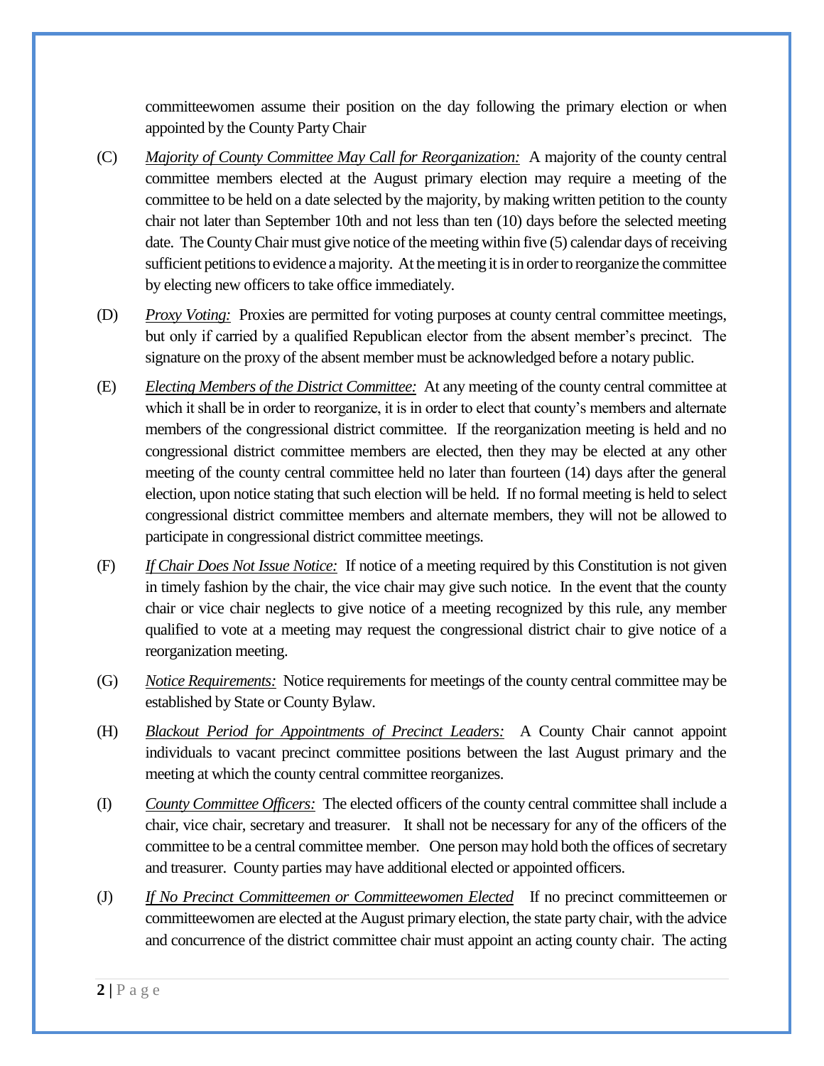committeewomen assume their position on the day following the primary election or when appointed by the County Party Chair

(C) <u>*Majority of County Committee May Call for Reorganization:*</u> A majority of the county central committee members elected at the August primary election may require a meeting of the committee to be held on a date selected by the majority, by making written petition to the county chair not later than September 10th and not less than ten (10) days before the selected meeting date. The County Chair must give notice of the meeting within five (5) calendar days of receiving sufficient petitions to evidence a majority. At the meeting it is in order to reorganize the committee by electing new officers to take office immediately.

(D) <u>*Proxy Voting:*</u> Proxies are permitted for voting purposes at county central committee meetings, but only if carried by a qualified Republican elector from the absent member's precinct. The signature on the proxy of the absent member must be acknowledged before a notary public.

(E) <u>*Electing Members of the District Committee:*</u> At any meeting of the county central committee at which it shall be in order to reorganize, it is in order to elect that county's members and alternate members of the congressional district committee. If the reorganization meeting is held and no congressional district committee members are elected, then they may be elected at any other meeting of the county central committee held no later than fourteen (14) days after the general election, upon notice stating that such election will be held. If no formal meeting is held to select congressional district committee members and alternate members, they will not be allowed to participate in congressional district committee meetings.

(F) <u>*If Chair Does Not Issue Notice:*</u> If notice of a meeting required by this Constitution is not given in timely fashion by the chair, the vice chair may give such notice. In the event that the county chair or vice chair neglects to give notice of a meeting recognized by this rule, any member qualified to vote at a meeting may request the congressional district chair to give notice of a reorganization meeting.

(G) <u>*Notice Requirements:*</u> Notice requirements for meetings of the county central committee may be established by State or County Bylaw.

(H) <u>*Blackout Period for Appointments of Precinct Leaders:*</u> A County Chair cannot appoint individuals to vacant precinct committee positions between the last August primary and the meeting at which the county central committee reorganizes.

(I) <u>*County Committee Officers:*</u> The elected officers of the county central committee shall include a chair, vice chair, secretary and treasurer. It shall not be necessary for any of the officers of the committee to be a central committee member. One person may hold both the offices of secretary and treasurer. County parties may have additional elected or appointed officers.

(J) <u>*If No Precinct Committeemen or Committeewomen Elected*</u> If no precinct committeemen or committeewomen are elected at the August primary election, the state party chair, with the advice and concurrence of the district committee chair must appoint an acting county chair. The acting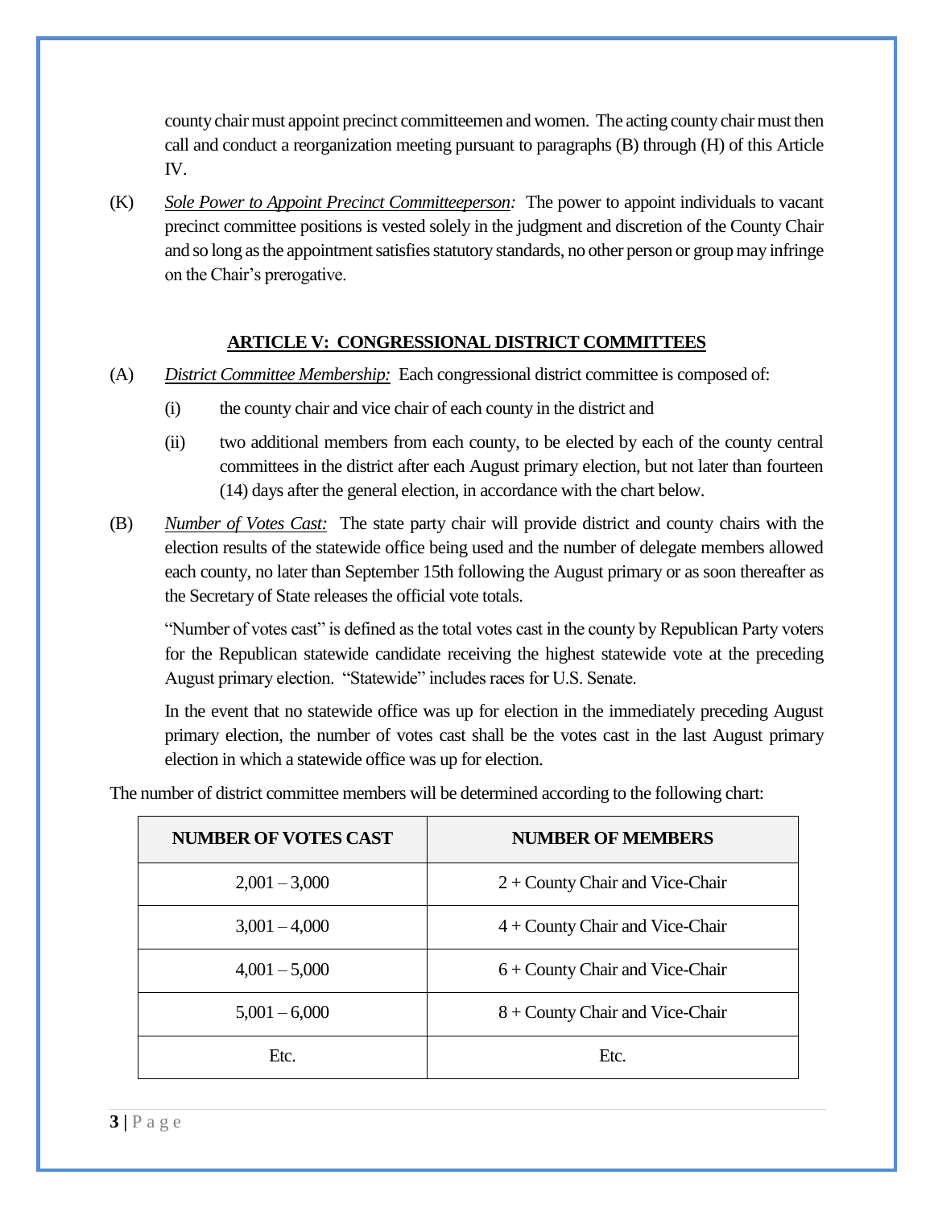county chair must appoint precinct committeemen and women. The acting county chair must then call and conduct a reorganization meeting pursuant to paragraphs (B) through (H) of this Article IV.

(K) *Sole Power to Appoint Precinct Committeeperson:* The power to appoint individuals to vacant precinct committee positions is vested solely in the judgment and discretion of the County Chair and so long as the appointment satisfies statutory standards, no other person or group may infringe on the Chair's prerogative.

## ARTICLE V: CONGRESSIONAL DISTRICT COMMITTEES

(A) *District Committee Membership:* Each congressional district committee is composed of:

(i) the county chair and vice chair of each county in the district and

(ii) two additional members from each county, to be elected by each of the county central committees in the district after each August primary election, but not later than fourteen (14) days after the general election, in accordance with the chart below.

(B) *Number of Votes Cast:* The state party chair will provide district and county chairs with the election results of the statewide office being used and the number of delegate members allowed each county, no later than September 15th following the August primary or as soon thereafter as the Secretary of State releases the official vote totals.

"Number of votes cast" is defined as the total votes cast in the county by Republican Party voters for the Republican statewide candidate receiving the highest statewide vote at the preceding August primary election. "Statewide" includes races for U.S. Senate.

In the event that no statewide office was up for election in the immediately preceding August primary election, the number of votes cast shall be the votes cast in the last August primary election in which a statewide office was up for election.

The number of district committee members will be determined according to the following chart:

| NUMBER OF VOTES CAST | NUMBER OF MEMBERS |
|---|---|
| 2,001 – 3,000 | 2 + County Chair and Vice-Chair |
| 3,001 – 4,000 | 4 + County Chair and Vice-Chair |
| 4,001 – 5,000 | 6 + County Chair and Vice-Chair |
| 5,001 – 6,000 | 8 + County Chair and Vice-Chair |
| Etc. | Etc. |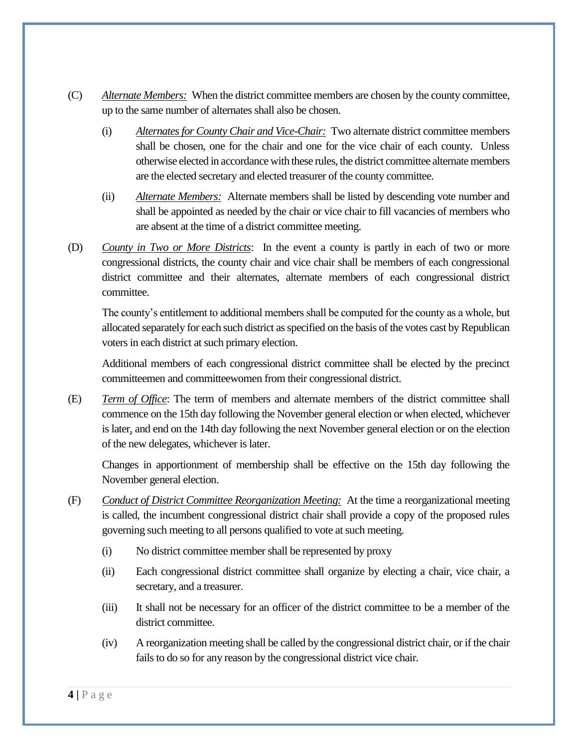(C) *Alternate Members:* When the district committee members are chosen by the county committee, up to the same number of alternates shall also be chosen.

  (i) *Alternates for County Chair and Vice-Chair:* Two alternate district committee members shall be chosen, one for the chair and one for the vice chair of each county. Unless otherwise elected in accordance with these rules, the district committee alternate members are the elected secretary and elected treasurer of the county committee.

  (ii) *Alternate Members:* Alternate members shall be listed by descending vote number and shall be appointed as needed by the chair or vice chair to fill vacancies of members who are absent at the time of a district committee meeting.

(D) *County in Two or More Districts*: In the event a county is partly in each of two or more congressional districts, the county chair and vice chair shall be members of each congressional district committee and their alternates, alternate members of each congressional district committee.

The county's entitlement to additional members shall be computed for the county as a whole, but allocated separately for each such district as specified on the basis of the votes cast by Republican voters in each district at such primary election.

Additional members of each congressional district committee shall be elected by the precinct committeemen and committeewomen from their congressional district.

(E) *Term of Office*: The term of members and alternate members of the district committee shall commence on the 15th day following the November general election or when elected, whichever is later, and end on the 14th day following the next November general election or on the election of the new delegates, whichever is later.

Changes in apportionment of membership shall be effective on the 15th day following the November general election.

(F) *Conduct of District Committee Reorganization Meeting:* At the time a reorganizational meeting is called, the incumbent congressional district chair shall provide a copy of the proposed rules governing such meeting to all persons qualified to vote at such meeting.

  (i) No district committee member shall be represented by proxy

  (ii) Each congressional district committee shall organize by electing a chair, vice chair, a secretary, and a treasurer.

  (iii) It shall not be necessary for an officer of the district committee to be a member of the district committee.

  (iv) A reorganization meeting shall be called by the congressional district chair, or if the chair fails to do so for any reason by the congressional district vice chair.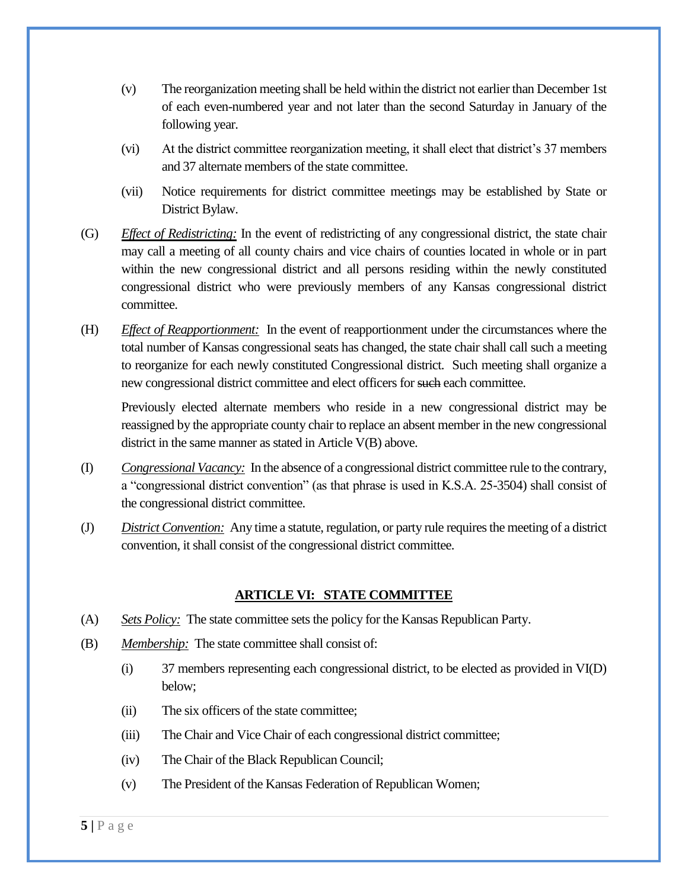(v) The reorganization meeting shall be held within the district not earlier than December 1st of each even-numbered year and not later than the second Saturday in January of the following year.

(vi) At the district committee reorganization meeting, it shall elect that district's 37 members and 37 alternate members of the state committee.

(vii) Notice requirements for district committee meetings may be established by State or District Bylaw.

(G) *Effect of Redistricting:* In the event of redistricting of any congressional district, the state chair may call a meeting of all county chairs and vice chairs of counties located in whole or in part within the new congressional district and all persons residing within the newly constituted congressional district who were previously members of any Kansas congressional district committee.

(H) *Effect of Reapportionment:* In the event of reapportionment under the circumstances where the total number of Kansas congressional seats has changed, the state chair shall call such a meeting to reorganize for each newly constituted Congressional district. Such meeting shall organize a new congressional district committee and elect officers for ~~such~~ each committee.

Previously elected alternate members who reside in a new congressional district may be reassigned by the appropriate county chair to replace an absent member in the new congressional district in the same manner as stated in Article V(B) above.

(I) *Congressional Vacancy:* In the absence of a congressional district committee rule to the contrary, a "congressional district convention" (as that phrase is used in K.S.A. 25-3504) shall consist of the congressional district committee.

(J) *District Convention:* Any time a statute, regulation, or party rule requires the meeting of a district convention, it shall consist of the congressional district committee.

## ARTICLE VI: STATE COMMITTEE

(A) *Sets Policy:* The state committee sets the policy for the Kansas Republican Party.

(B) *Membership:* The state committee shall consist of:

(i) 37 members representing each congressional district, to be elected as provided in VI(D) below;

(ii) The six officers of the state committee;

(iii) The Chair and Vice Chair of each congressional district committee;

(iv) The Chair of the Black Republican Council;

(v) The President of the Kansas Federation of Republican Women;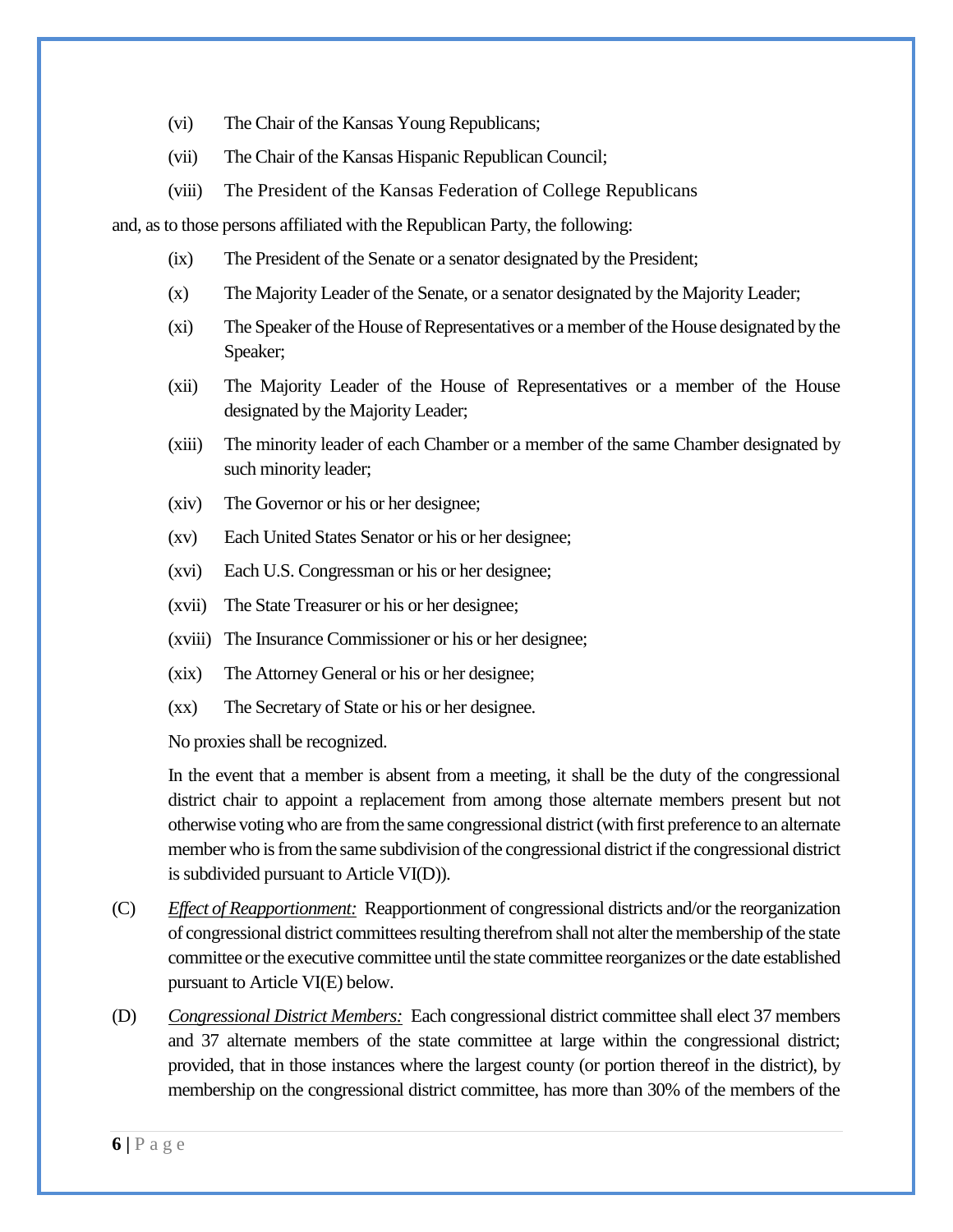(vi) The Chair of the Kansas Young Republicans;

(vii) The Chair of the Kansas Hispanic Republican Council;

(viii) The President of the Kansas Federation of College Republicans

and, as to those persons affiliated with the Republican Party, the following:

(ix) The President of the Senate or a senator designated by the President;

(x) The Majority Leader of the Senate, or a senator designated by the Majority Leader;

(xi) The Speaker of the House of Representatives or a member of the House designated by the Speaker;

(xii) The Majority Leader of the House of Representatives or a member of the House designated by the Majority Leader;

(xiii) The minority leader of each Chamber or a member of the same Chamber designated by such minority leader;

(xiv) The Governor or his or her designee;

(xv) Each United States Senator or his or her designee;

(xvi) Each U.S. Congressman or his or her designee;

(xvii) The State Treasurer or his or her designee;

(xviii) The Insurance Commissioner or his or her designee;

(xix) The Attorney General or his or her designee;

(xx) The Secretary of State or his or her designee.

No proxies shall be recognized.

In the event that a member is absent from a meeting, it shall be the duty of the congressional district chair to appoint a replacement from among those alternate members present but not otherwise voting who are from the same congressional district (with first preference to an alternate member who is from the same subdivision of the congressional district if the congressional district is subdivided pursuant to Article VI(D)).

(C) *Effect of Reapportionment:* Reapportionment of congressional districts and/or the reorganization of congressional district committees resulting therefrom shall not alter the membership of the state committee or the executive committee until the state committee reorganizes or the date established pursuant to Article VI(E) below.

(D) *Congressional District Members:* Each congressional district committee shall elect 37 members and 37 alternate members of the state committee at large within the congressional district; provided, that in those instances where the largest county (or portion thereof in the district), by membership on the congressional district committee, has more than 30% of the members of the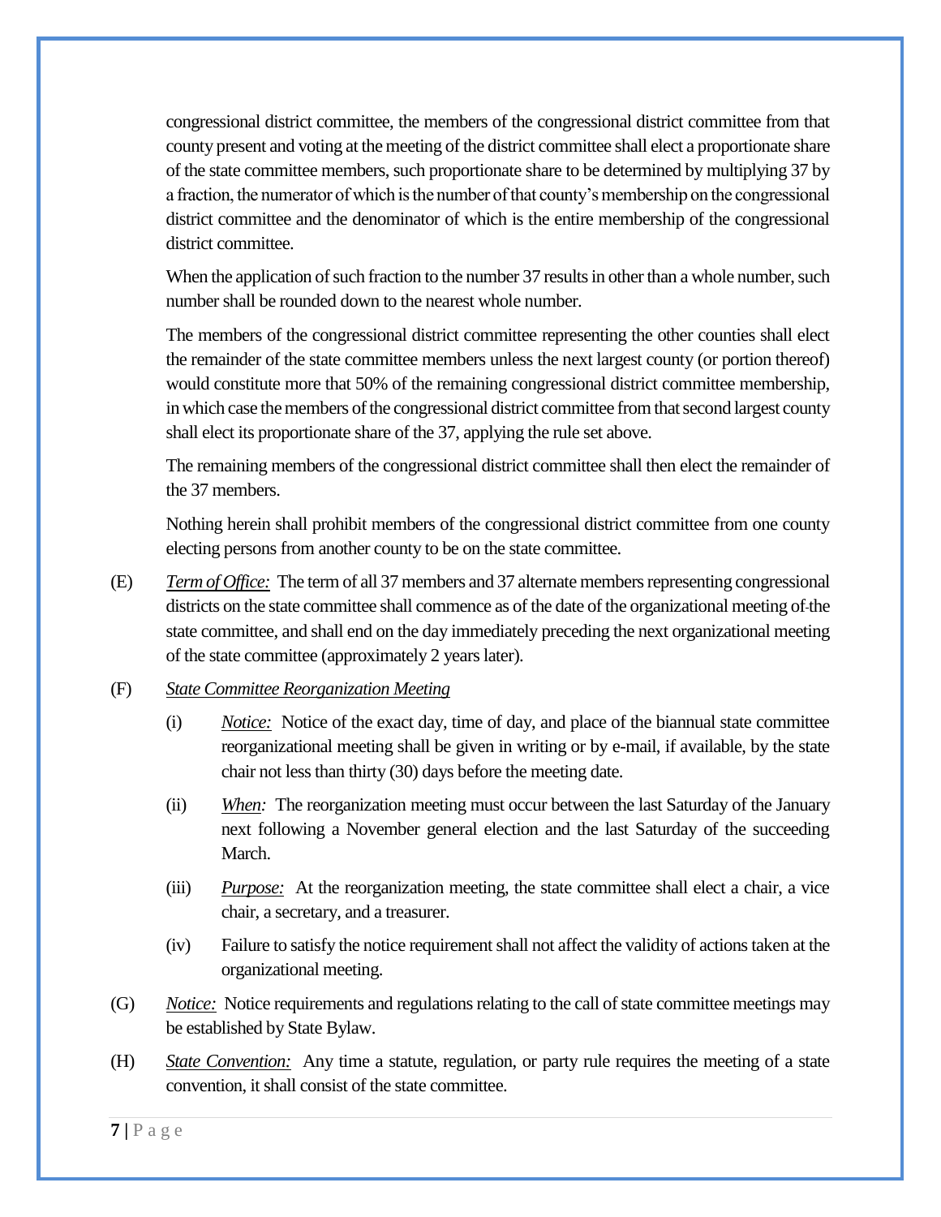congressional district committee, the members of the congressional district committee from that county present and voting at the meeting of the district committee shall elect a proportionate share of the state committee members, such proportionate share to be determined by multiplying 37 by a fraction, the numerator of which is the number of that county's membership on the congressional district committee and the denominator of which is the entire membership of the congressional district committee.

When the application of such fraction to the number 37 results in other than a whole number, such number shall be rounded down to the nearest whole number.

The members of the congressional district committee representing the other counties shall elect the remainder of the state committee members unless the next largest county (or portion thereof) would constitute more that 50% of the remaining congressional district committee membership, in which case the members of the congressional district committee from that second largest county shall elect its proportionate share of the 37, applying the rule set above.

The remaining members of the congressional district committee shall then elect the remainder of the 37 members.

Nothing herein shall prohibit members of the congressional district committee from one county electing persons from another county to be on the state committee.

(E) *Term of Office:* The term of all 37 members and 37 alternate members representing congressional districts on the state committee shall commence as of the date of the organizational meeting of the state committee, and shall end on the day immediately preceding the next organizational meeting of the state committee (approximately 2 years later).

(F) *State Committee Reorganization Meeting*

(i) *Notice:* Notice of the exact day, time of day, and place of the biannual state committee reorganizational meeting shall be given in writing or by e-mail, if available, by the state chair not less than thirty (30) days before the meeting date.

(ii) *When:* The reorganization meeting must occur between the last Saturday of the January next following a November general election and the last Saturday of the succeeding March.

(iii) *Purpose:* At the reorganization meeting, the state committee shall elect a chair, a vice chair, a secretary, and a treasurer.

(iv) Failure to satisfy the notice requirement shall not affect the validity of actions taken at the organizational meeting.

(G) *Notice:* Notice requirements and regulations relating to the call of state committee meetings may be established by State Bylaw.

(H) *State Convention:* Any time a statute, regulation, or party rule requires the meeting of a state convention, it shall consist of the state committee.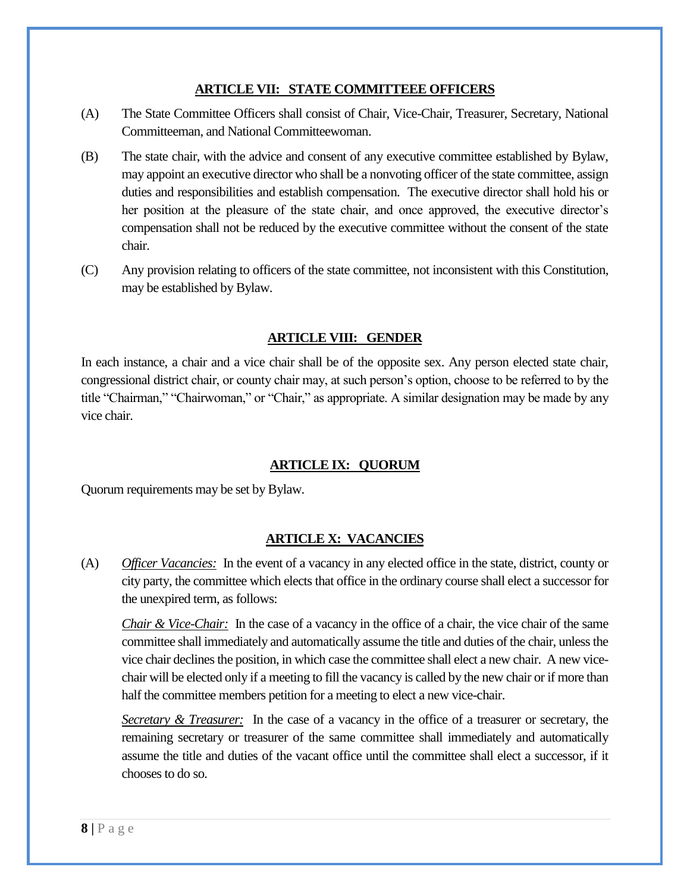## ARTICLE VII: STATE COMMITTEEE OFFICERS

(A) The State Committee Officers shall consist of Chair, Vice-Chair, Treasurer, Secretary, National Committeeman, and National Committeewoman.

(B) The state chair, with the advice and consent of any executive committee established by Bylaw, may appoint an executive director who shall be a nonvoting officer of the state committee, assign duties and responsibilities and establish compensation. The executive director shall hold his or her position at the pleasure of the state chair, and once approved, the executive director's compensation shall not be reduced by the executive committee without the consent of the state chair.

(C) Any provision relating to officers of the state committee, not inconsistent with this Constitution, may be established by Bylaw.

## ARTICLE VIII: GENDER

In each instance, a chair and a vice chair shall be of the opposite sex. Any person elected state chair, congressional district chair, or county chair may, at such person's option, choose to be referred to by the title "Chairman," "Chairwoman," or "Chair," as appropriate. A similar designation may be made by any vice chair.

## ARTICLE IX: QUORUM

Quorum requirements may be set by Bylaw.

## ARTICLE X: VACANCIES

(A) *Officer Vacancies:* In the event of a vacancy in any elected office in the state, district, county or city party, the committee which elects that office in the ordinary course shall elect a successor for the unexpired term, as follows:

*Chair & Vice-Chair:* In the case of a vacancy in the office of a chair, the vice chair of the same committee shall immediately and automatically assume the title and duties of the chair, unless the vice chair declines the position, in which case the committee shall elect a new chair. A new vice-chair will be elected only if a meeting to fill the vacancy is called by the new chair or if more than half the committee members petition for a meeting to elect a new vice-chair.

*Secretary & Treasurer:* In the case of a vacancy in the office of a treasurer or secretary, the remaining secretary or treasurer of the same committee shall immediately and automatically assume the title and duties of the vacant office until the committee shall elect a successor, if it chooses to do so.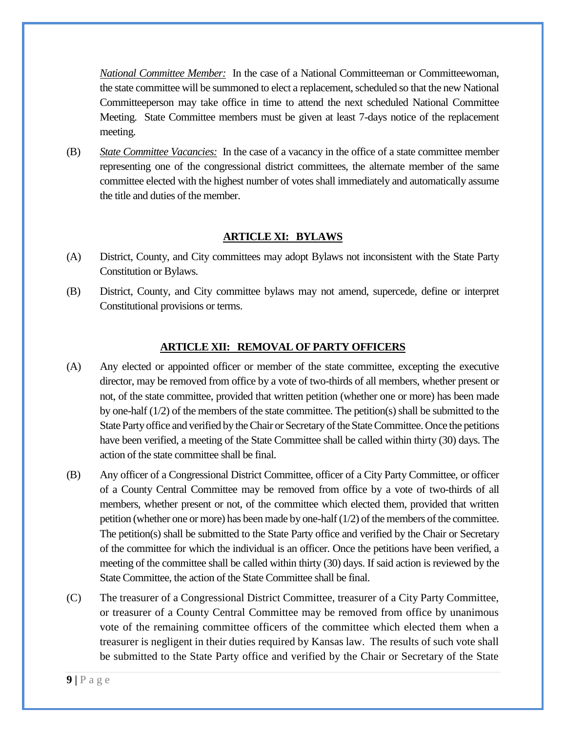*National Committee Member:* In the case of a National Committeeman or Committeewoman, the state committee will be summoned to elect a replacement, scheduled so that the new National Committeeperson may take office in time to attend the next scheduled National Committee Meeting. State Committee members must be given at least 7-days notice of the replacement meeting.

(B) *State Committee Vacancies:* In the case of a vacancy in the office of a state committee member representing one of the congressional district committees, the alternate member of the same committee elected with the highest number of votes shall immediately and automatically assume the title and duties of the member.

## ARTICLE XI: BYLAWS

(A) District, County, and City committees may adopt Bylaws not inconsistent with the State Party Constitution or Bylaws.

(B) District, County, and City committee bylaws may not amend, supercede, define or interpret Constitutional provisions or terms.

## ARTICLE XII: REMOVAL OF PARTY OFFICERS

(A) Any elected or appointed officer or member of the state committee, excepting the executive director, may be removed from office by a vote of two-thirds of all members, whether present or not, of the state committee, provided that written petition (whether one or more) has been made by one-half (1/2) of the members of the state committee. The petition(s) shall be submitted to the State Party office and verified by the Chair or Secretary of the State Committee. Once the petitions have been verified, a meeting of the State Committee shall be called within thirty (30) days. The action of the state committee shall be final.

(B) Any officer of a Congressional District Committee, officer of a City Party Committee, or officer of a County Central Committee may be removed from office by a vote of two-thirds of all members, whether present or not, of the committee which elected them, provided that written petition (whether one or more) has been made by one-half (1/2) of the members of the committee. The petition(s) shall be submitted to the State Party office and verified by the Chair or Secretary of the committee for which the individual is an officer. Once the petitions have been verified, a meeting of the committee shall be called within thirty (30) days. If said action is reviewed by the State Committee, the action of the State Committee shall be final.

(C) The treasurer of a Congressional District Committee, treasurer of a City Party Committee, or treasurer of a County Central Committee may be removed from office by unanimous vote of the remaining committee officers of the committee which elected them when a treasurer is negligent in their duties required by Kansas law. The results of such vote shall be submitted to the State Party office and verified by the Chair or Secretary of the State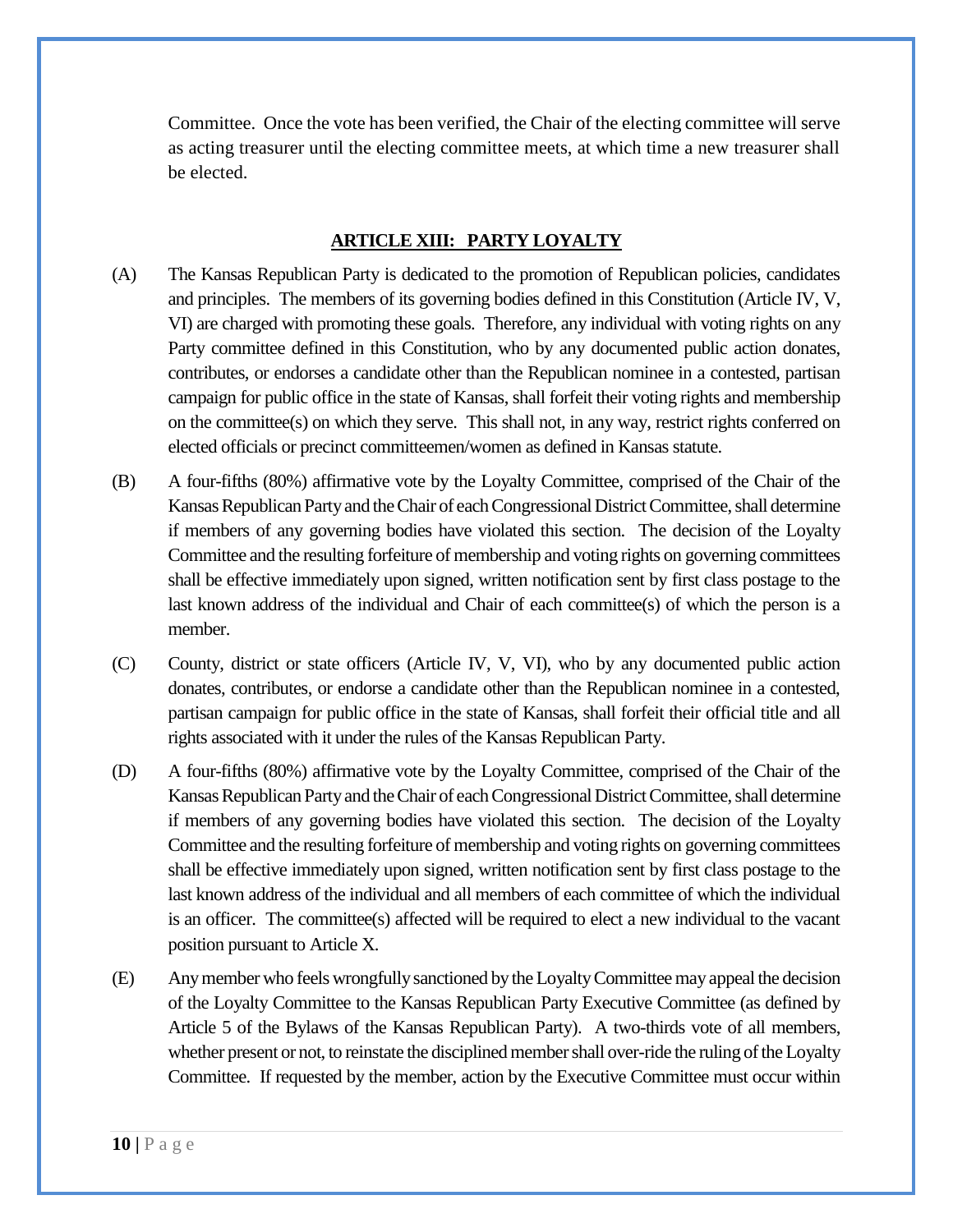Committee. Once the vote has been verified, the Chair of the electing committee will serve as acting treasurer until the electing committee meets, at which time a new treasurer shall be elected.

## ARTICLE XIII: PARTY LOYALTY

(A) The Kansas Republican Party is dedicated to the promotion of Republican policies, candidates and principles. The members of its governing bodies defined in this Constitution (Article IV, V, VI) are charged with promoting these goals. Therefore, any individual with voting rights on any Party committee defined in this Constitution, who by any documented public action donates, contributes, or endorses a candidate other than the Republican nominee in a contested, partisan campaign for public office in the state of Kansas, shall forfeit their voting rights and membership on the committee(s) on which they serve. This shall not, in any way, restrict rights conferred on elected officials or precinct committeemen/women as defined in Kansas statute.

(B) A four-fifths (80%) affirmative vote by the Loyalty Committee, comprised of the Chair of the Kansas Republican Party and the Chair of each Congressional District Committee, shall determine if members of any governing bodies have violated this section. The decision of the Loyalty Committee and the resulting forfeiture of membership and voting rights on governing committees shall be effective immediately upon signed, written notification sent by first class postage to the last known address of the individual and Chair of each committee(s) of which the person is a member.

(C) County, district or state officers (Article IV, V, VI), who by any documented public action donates, contributes, or endorse a candidate other than the Republican nominee in a contested, partisan campaign for public office in the state of Kansas, shall forfeit their official title and all rights associated with it under the rules of the Kansas Republican Party.

(D) A four-fifths (80%) affirmative vote by the Loyalty Committee, comprised of the Chair of the Kansas Republican Party and the Chair of each Congressional District Committee, shall determine if members of any governing bodies have violated this section. The decision of the Loyalty Committee and the resulting forfeiture of membership and voting rights on governing committees shall be effective immediately upon signed, written notification sent by first class postage to the last known address of the individual and all members of each committee of which the individual is an officer. The committee(s) affected will be required to elect a new individual to the vacant position pursuant to Article X.

(E) Any member who feels wrongfully sanctioned by the Loyalty Committee may appeal the decision of the Loyalty Committee to the Kansas Republican Party Executive Committee (as defined by Article 5 of the Bylaws of the Kansas Republican Party). A two-thirds vote of all members, whether present or not, to reinstate the disciplined member shall over-ride the ruling of the Loyalty Committee. If requested by the member, action by the Executive Committee must occur within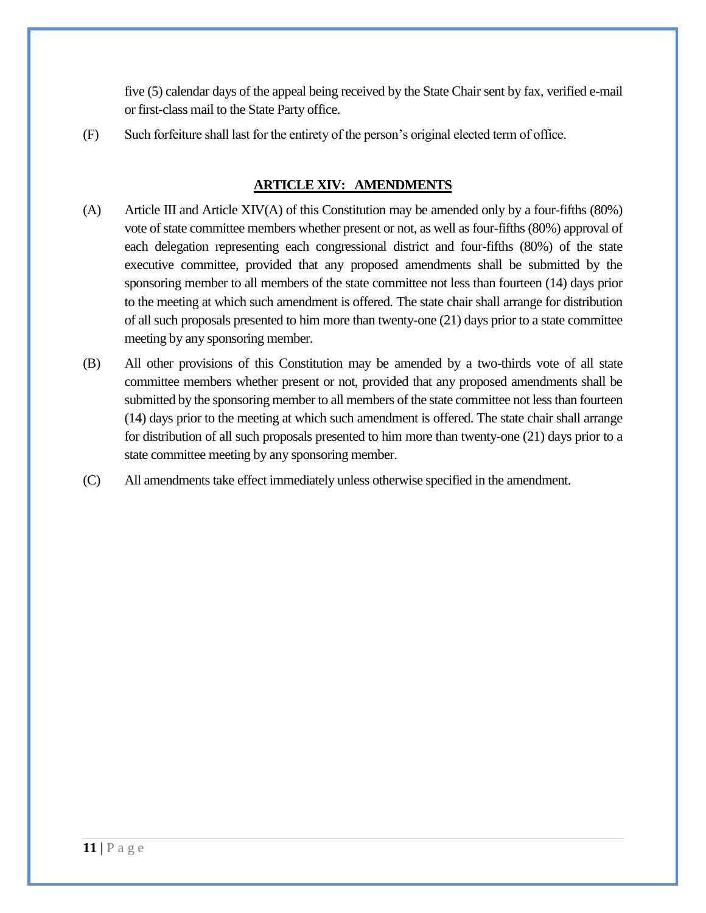five (5) calendar days of the appeal being received by the State Chair sent by fax, verified e-mail or first-class mail to the State Party office.

(F) Such forfeiture shall last for the entirety of the person's original elected term of office.

## ARTICLE XIV: AMENDMENTS

(A) Article III and Article XIV(A) of this Constitution may be amended only by a four-fifths (80%) vote of state committee members whether present or not, as well as four-fifths (80%) approval of each delegation representing each congressional district and four-fifths (80%) of the state executive committee, provided that any proposed amendments shall be submitted by the sponsoring member to all members of the state committee not less than fourteen (14) days prior to the meeting at which such amendment is offered. The state chair shall arrange for distribution of all such proposals presented to him more than twenty-one (21) days prior to a state committee meeting by any sponsoring member.

(B) All other provisions of this Constitution may be amended by a two-thirds vote of all state committee members whether present or not, provided that any proposed amendments shall be submitted by the sponsoring member to all members of the state committee not less than fourteen (14) days prior to the meeting at which such amendment is offered. The state chair shall arrange for distribution of all such proposals presented to him more than twenty-one (21) days prior to a state committee meeting by any sponsoring member.

(C) All amendments take effect immediately unless otherwise specified in the amendment.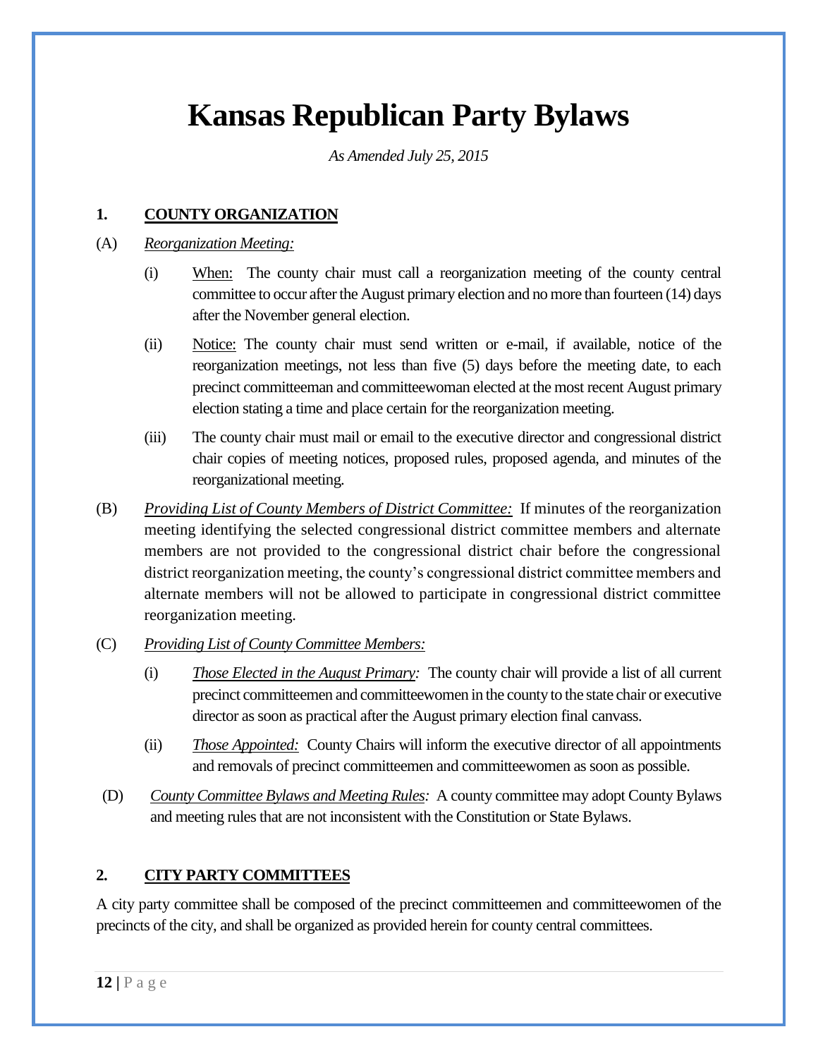# Kansas Republican Party Bylaws

*As Amended July 25, 2015*

## 1. COUNTY ORGANIZATION

(A) *Reorganization Meeting:*

(i) When: The county chair must call a reorganization meeting of the county central committee to occur after the August primary election and no more than fourteen (14) days after the November general election.

(ii) Notice: The county chair must send written or e-mail, if available, notice of the reorganization meetings, not less than five (5) days before the meeting date, to each precinct committeeman and committeewoman elected at the most recent August primary election stating a time and place certain for the reorganization meeting.

(iii) The county chair must mail or email to the executive director and congressional district chair copies of meeting notices, proposed rules, proposed agenda, and minutes of the reorganizational meeting.

(B) *Providing List of County Members of District Committee:* If minutes of the reorganization meeting identifying the selected congressional district committee members and alternate members are not provided to the congressional district chair before the congressional district reorganization meeting, the county's congressional district committee members and alternate members will not be allowed to participate in congressional district committee reorganization meeting.

(C) *Providing List of County Committee Members:*

(i) *Those Elected in the August Primary:* The county chair will provide a list of all current precinct committeemen and committeewomen in the county to the state chair or executive director as soon as practical after the August primary election final canvass.

(ii) *Those Appointed:* County Chairs will inform the executive director of all appointments and removals of precinct committeemen and committeewomen as soon as possible.

(D) *County Committee Bylaws and Meeting Rules:* A county committee may adopt County Bylaws and meeting rules that are not inconsistent with the Constitution or State Bylaws.

## 2. CITY PARTY COMMITTEES

A city party committee shall be composed of the precinct committeemen and committeewomen of the precincts of the city, and shall be organized as provided herein for county central committees.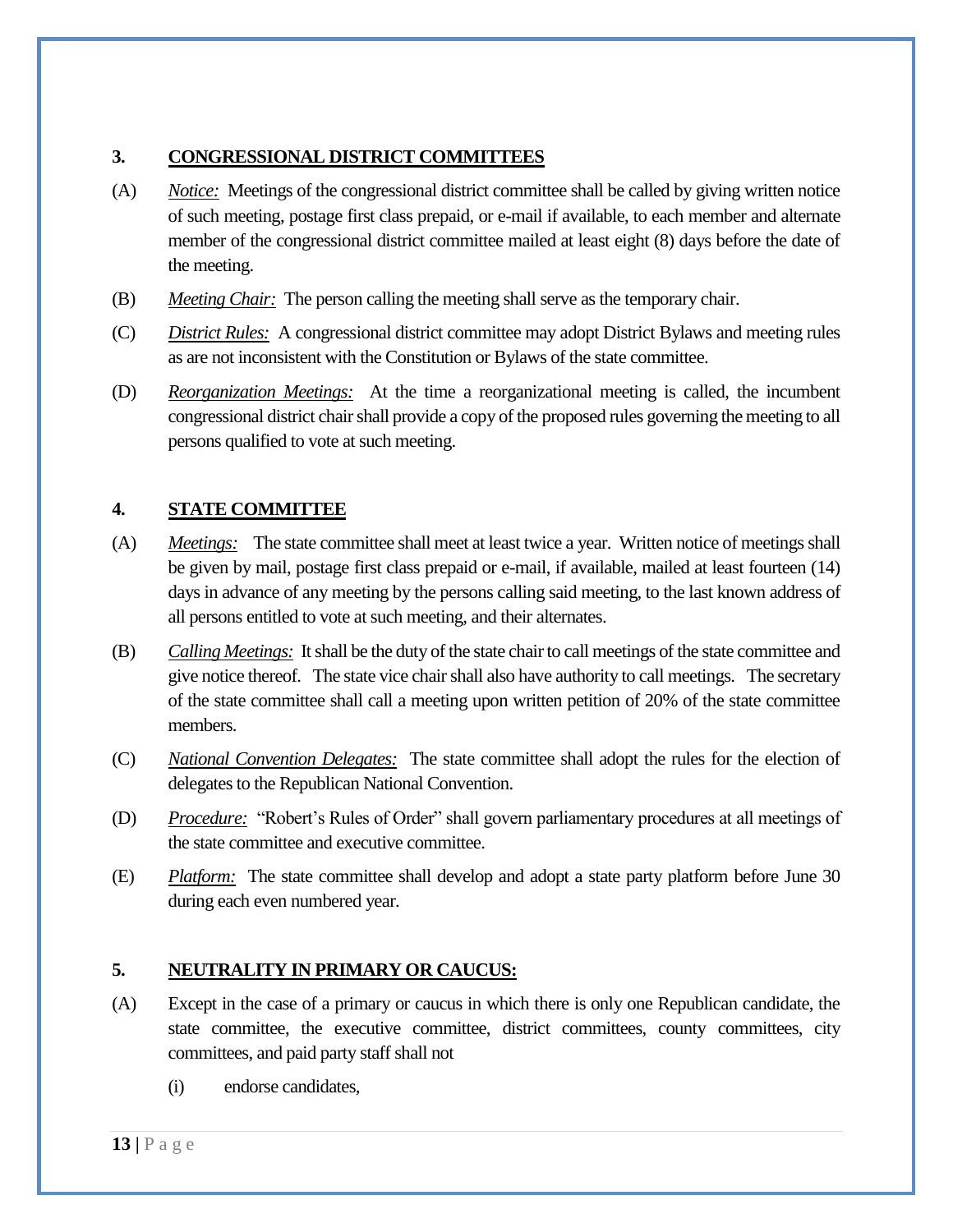## 3. CONGRESSIONAL DISTRICT COMMITTEES

(A) *Notice:* Meetings of the congressional district committee shall be called by giving written notice of such meeting, postage first class prepaid, or e-mail if available, to each member and alternate member of the congressional district committee mailed at least eight (8) days before the date of the meeting.

(B) *Meeting Chair:* The person calling the meeting shall serve as the temporary chair.

(C) *District Rules:* A congressional district committee may adopt District Bylaws and meeting rules as are not inconsistent with the Constitution or Bylaws of the state committee.

(D) *Reorganization Meetings:* At the time a reorganizational meeting is called, the incumbent congressional district chair shall provide a copy of the proposed rules governing the meeting to all persons qualified to vote at such meeting.

## 4. STATE COMMITTEE

(A) *Meetings:* The state committee shall meet at least twice a year. Written notice of meetings shall be given by mail, postage first class prepaid or e-mail, if available, mailed at least fourteen (14) days in advance of any meeting by the persons calling said meeting, to the last known address of all persons entitled to vote at such meeting, and their alternates.

(B) *Calling Meetings:* It shall be the duty of the state chair to call meetings of the state committee and give notice thereof. The state vice chair shall also have authority to call meetings. The secretary of the state committee shall call a meeting upon written petition of 20% of the state committee members.

(C) *National Convention Delegates:* The state committee shall adopt the rules for the election of delegates to the Republican National Convention.

(D) *Procedure:* "Robert's Rules of Order" shall govern parliamentary procedures at all meetings of the state committee and executive committee.

(E) *Platform:* The state committee shall develop and adopt a state party platform before June 30 during each even numbered year.

## 5. NEUTRALITY IN PRIMARY OR CAUCUS:

(A) Except in the case of a primary or caucus in which there is only one Republican candidate, the state committee, the executive committee, district committees, county committees, city committees, and paid party staff shall not

  (i) endorse candidates,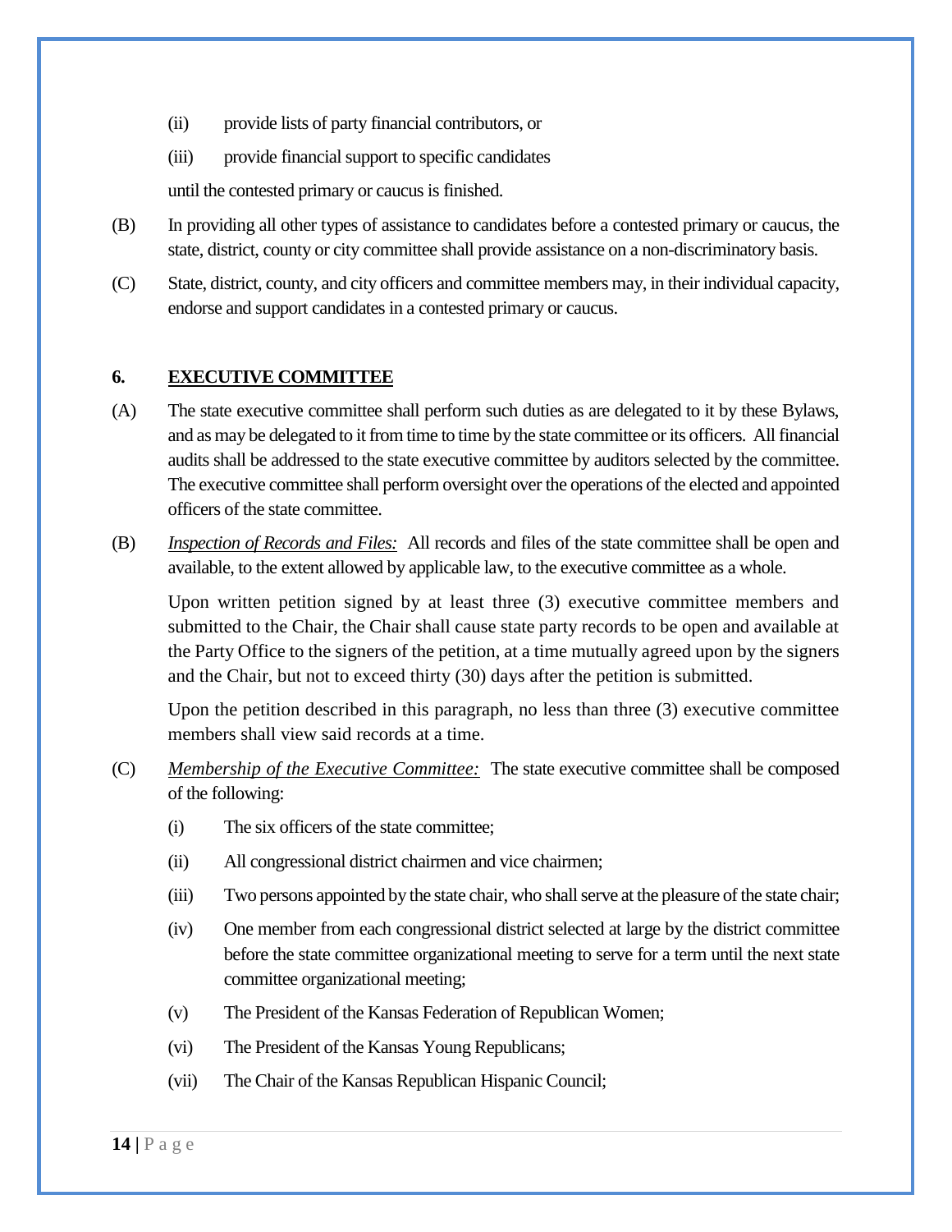(ii) provide lists of party financial contributors, or

(iii) provide financial support to specific candidates

until the contested primary or caucus is finished.

(B) In providing all other types of assistance to candidates before a contested primary or caucus, the state, district, county or city committee shall provide assistance on a non-discriminatory basis.

(C) State, district, county, and city officers and committee members may, in their individual capacity, endorse and support candidates in a contested primary or caucus.

## 6. EXECUTIVE COMMITTEE

(A) The state executive committee shall perform such duties as are delegated to it by these Bylaws, and as may be delegated to it from time to time by the state committee or its officers. All financial audits shall be addressed to the state executive committee by auditors selected by the committee. The executive committee shall perform oversight over the operations of the elected and appointed officers of the state committee.

(B) *Inspection of Records and Files:* All records and files of the state committee shall be open and available, to the extent allowed by applicable law, to the executive committee as a whole.

Upon written petition signed by at least three (3) executive committee members and submitted to the Chair, the Chair shall cause state party records to be open and available at the Party Office to the signers of the petition, at a time mutually agreed upon by the signers and the Chair, but not to exceed thirty (30) days after the petition is submitted.

Upon the petition described in this paragraph, no less than three (3) executive committee members shall view said records at a time.

(C) *Membership of the Executive Committee:* The state executive committee shall be composed of the following:

(i) The six officers of the state committee;

(ii) All congressional district chairmen and vice chairmen;

(iii) Two persons appointed by the state chair, who shall serve at the pleasure of the state chair;

(iv) One member from each congressional district selected at large by the district committee before the state committee organizational meeting to serve for a term until the next state committee organizational meeting;

(v) The President of the Kansas Federation of Republican Women;

(vi) The President of the Kansas Young Republicans;

(vii) The Chair of the Kansas Republican Hispanic Council;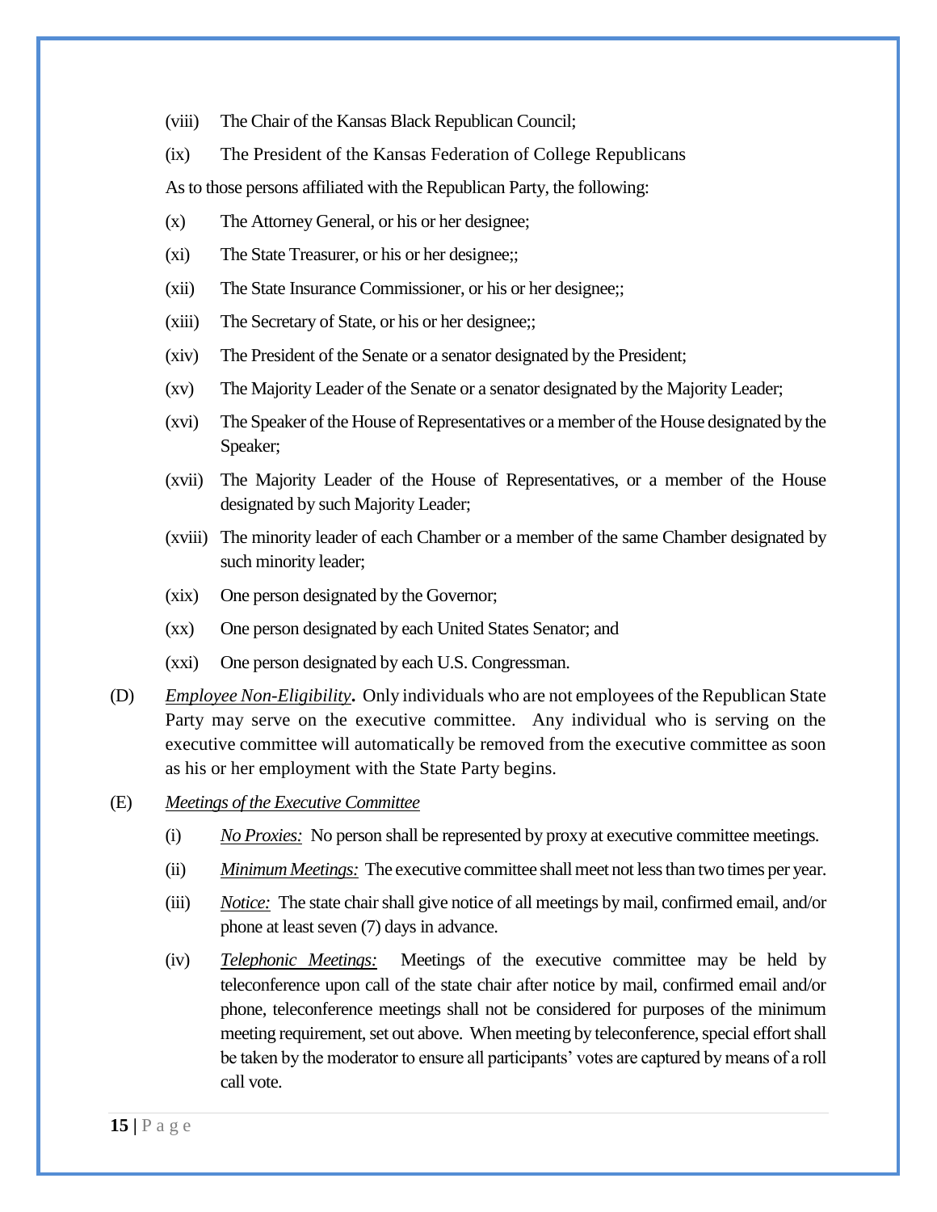(viii) The Chair of the Kansas Black Republican Council;

(ix) The President of the Kansas Federation of College Republicans

As to those persons affiliated with the Republican Party, the following:

(x) The Attorney General, or his or her designee;

(xi) The State Treasurer, or his or her designee;;

(xii) The State Insurance Commissioner, or his or her designee;;

(xiii) The Secretary of State, or his or her designee;;

(xiv) The President of the Senate or a senator designated by the President;

(xv) The Majority Leader of the Senate or a senator designated by the Majority Leader;

(xvi) The Speaker of the House of Representatives or a member of the House designated by the Speaker;

(xvii) The Majority Leader of the House of Representatives, or a member of the House designated by such Majority Leader;

(xviii) The minority leader of each Chamber or a member of the same Chamber designated by such minority leader;

(xix) One person designated by the Governor;

(xx) One person designated by each United States Senator; and

(xxi) One person designated by each U.S. Congressman.

(D) ***Employee Non-Eligibility*.** Only individuals who are not employees of the Republican State Party may serve on the executive committee. Any individual who is serving on the executive committee will automatically be removed from the executive committee as soon as his or her employment with the State Party begins.

(E) *Meetings of the Executive Committee*

(i) *No Proxies:* No person shall be represented by proxy at executive committee meetings.

(ii) *Minimum Meetings:* The executive committee shall meet not less than two times per year.

(iii) *Notice:* The state chair shall give notice of all meetings by mail, confirmed email, and/or phone at least seven (7) days in advance.

(iv) *Telephonic Meetings:* Meetings of the executive committee may be held by teleconference upon call of the state chair after notice by mail, confirmed email and/or phone, teleconference meetings shall not be considered for purposes of the minimum meeting requirement, set out above. When meeting by teleconference, special effort shall be taken by the moderator to ensure all participants' votes are captured by means of a roll call vote.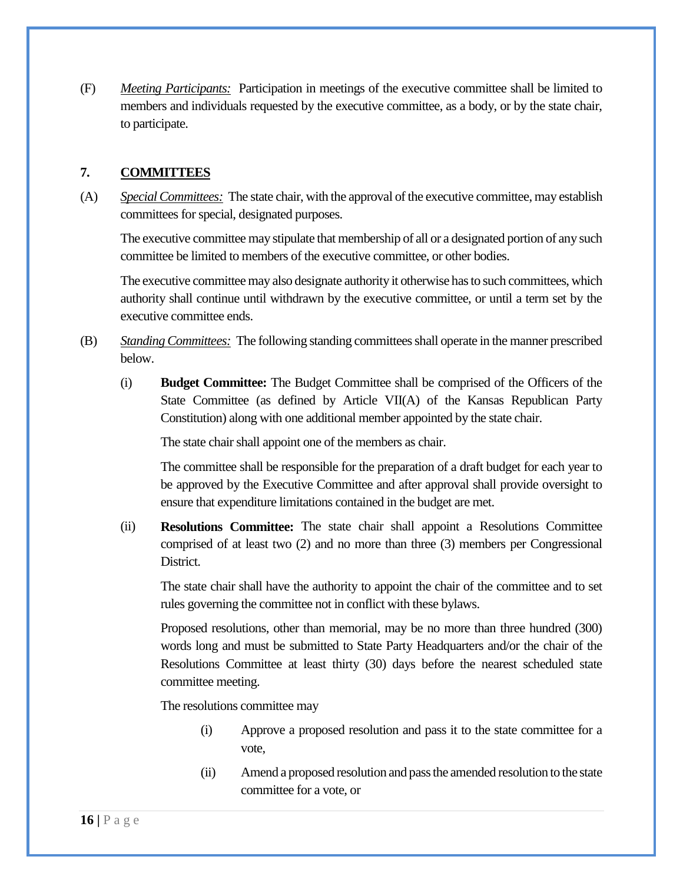(F) *Meeting Participants:* Participation in meetings of the executive committee shall be limited to members and individuals requested by the executive committee, as a body, or by the state chair, to participate.

## 7. COMMITTEES

(A) *Special Committees:* The state chair, with the approval of the executive committee, may establish committees for special, designated purposes.

The executive committee may stipulate that membership of all or a designated portion of any such committee be limited to members of the executive committee, or other bodies.

The executive committee may also designate authority it otherwise has to such committees, which authority shall continue until withdrawn by the executive committee, or until a term set by the executive committee ends.

(B) *Standing Committees:* The following standing committees shall operate in the manner prescribed below.

(i) **Budget Committee:** The Budget Committee shall be comprised of the Officers of the State Committee (as defined by Article VII(A) of the Kansas Republican Party Constitution) along with one additional member appointed by the state chair.

The state chair shall appoint one of the members as chair.

The committee shall be responsible for the preparation of a draft budget for each year to be approved by the Executive Committee and after approval shall provide oversight to ensure that expenditure limitations contained in the budget are met.

(ii) **Resolutions Committee:** The state chair shall appoint a Resolutions Committee comprised of at least two (2) and no more than three (3) members per Congressional District.

The state chair shall have the authority to appoint the chair of the committee and to set rules governing the committee not in conflict with these bylaws.

Proposed resolutions, other than memorial, may be no more than three hundred (300) words long and must be submitted to State Party Headquarters and/or the chair of the Resolutions Committee at least thirty (30) days before the nearest scheduled state committee meeting.

The resolutions committee may

(i) Approve a proposed resolution and pass it to the state committee for a vote,

(ii) Amend a proposed resolution and pass the amended resolution to the state committee for a vote, or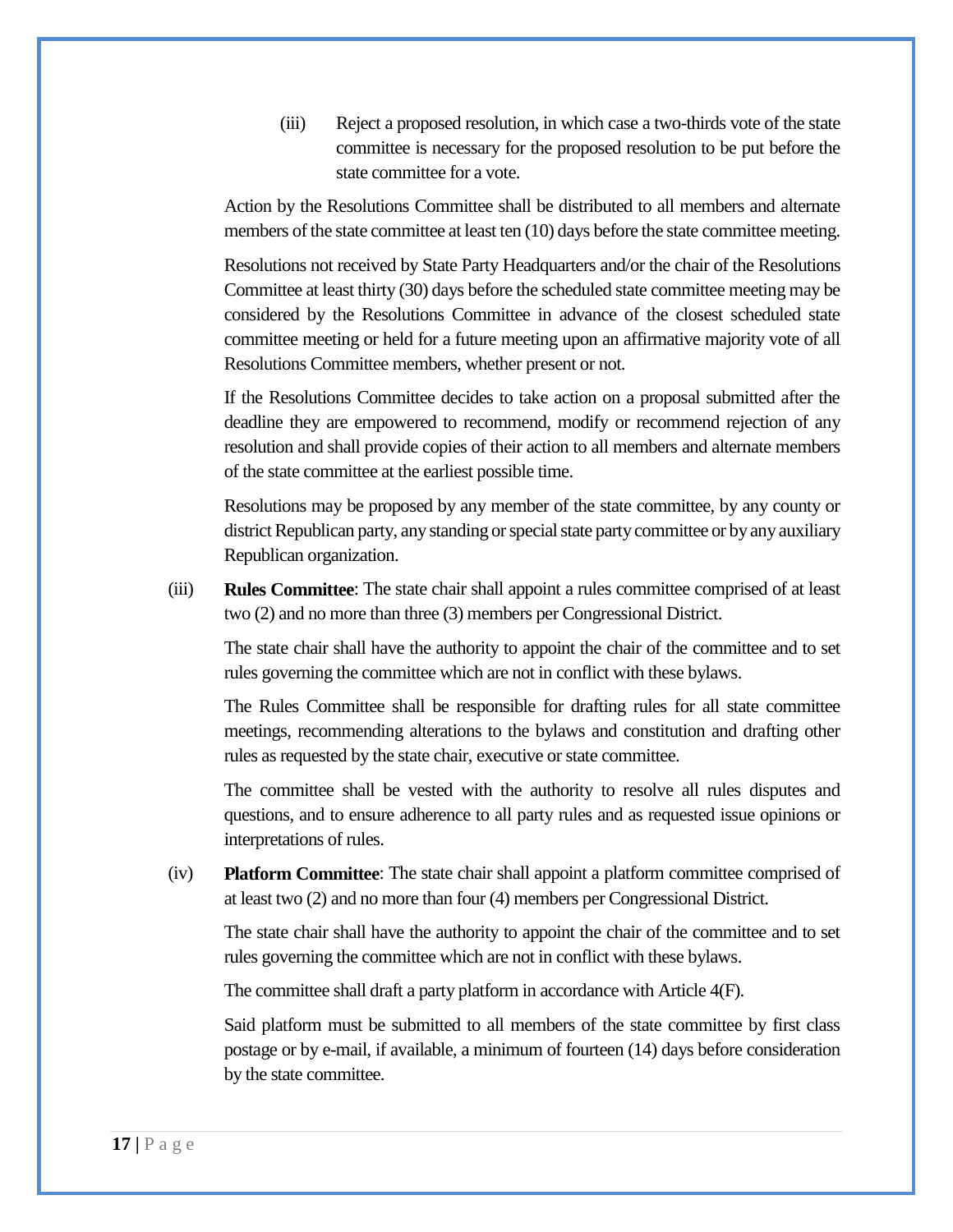(iii) Reject a proposed resolution, in which case a two-thirds vote of the state committee is necessary for the proposed resolution to be put before the state committee for a vote.

Action by the Resolutions Committee shall be distributed to all members and alternate members of the state committee at least ten (10) days before the state committee meeting.

Resolutions not received by State Party Headquarters and/or the chair of the Resolutions Committee at least thirty (30) days before the scheduled state committee meeting may be considered by the Resolutions Committee in advance of the closest scheduled state committee meeting or held for a future meeting upon an affirmative majority vote of all Resolutions Committee members, whether present or not.

If the Resolutions Committee decides to take action on a proposal submitted after the deadline they are empowered to recommend, modify or recommend rejection of any resolution and shall provide copies of their action to all members and alternate members of the state committee at the earliest possible time.

Resolutions may be proposed by any member of the state committee, by any county or district Republican party, any standing or special state party committee or by any auxiliary Republican organization.

(iii) **Rules Committee**: The state chair shall appoint a rules committee comprised of at least two (2) and no more than three (3) members per Congressional District.

The state chair shall have the authority to appoint the chair of the committee and to set rules governing the committee which are not in conflict with these bylaws.

The Rules Committee shall be responsible for drafting rules for all state committee meetings, recommending alterations to the bylaws and constitution and drafting other rules as requested by the state chair, executive or state committee.

The committee shall be vested with the authority to resolve all rules disputes and questions, and to ensure adherence to all party rules and as requested issue opinions or interpretations of rules.

(iv) **Platform Committee**: The state chair shall appoint a platform committee comprised of at least two (2) and no more than four (4) members per Congressional District.

The state chair shall have the authority to appoint the chair of the committee and to set rules governing the committee which are not in conflict with these bylaws.

The committee shall draft a party platform in accordance with Article 4(F).

Said platform must be submitted to all members of the state committee by first class postage or by e-mail, if available, a minimum of fourteen (14) days before consideration by the state committee.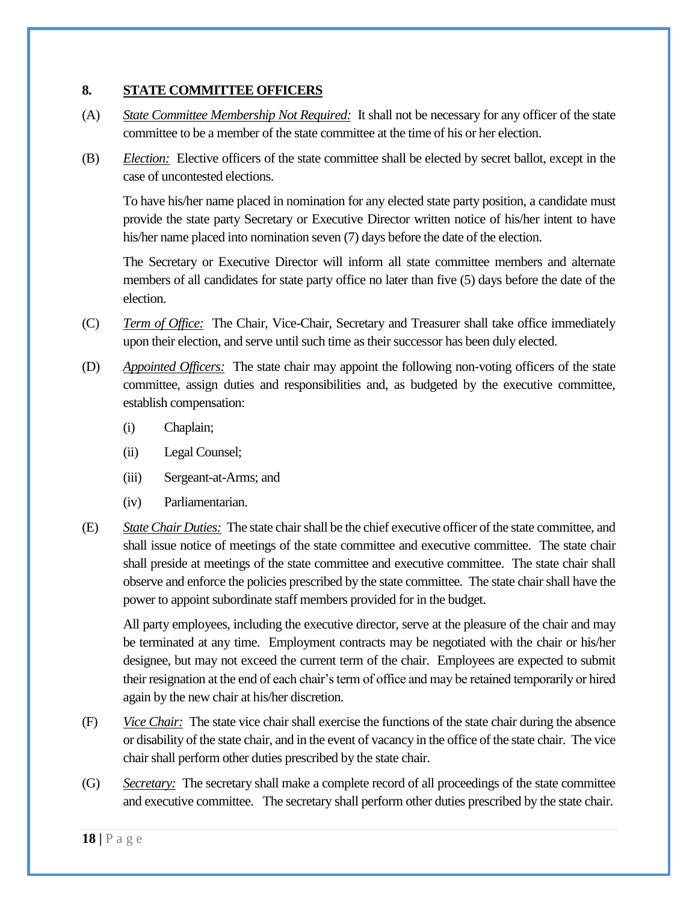## 8. STATE COMMITTEE OFFICERS

(A) *State Committee Membership Not Required:* It shall not be necessary for any officer of the state committee to be a member of the state committee at the time of his or her election.

(B) *Election:* Elective officers of the state committee shall be elected by secret ballot, except in the case of uncontested elections.

To have his/her name placed in nomination for any elected state party position, a candidate must provide the state party Secretary or Executive Director written notice of his/her intent to have his/her name placed into nomination seven (7) days before the date of the election.

The Secretary or Executive Director will inform all state committee members and alternate members of all candidates for state party office no later than five (5) days before the date of the election.

(C) *Term of Office:* The Chair, Vice-Chair, Secretary and Treasurer shall take office immediately upon their election, and serve until such time as their successor has been duly elected.

(D) *Appointed Officers:* The state chair may appoint the following non-voting officers of the state committee, assign duties and responsibilities and, as budgeted by the executive committee, establish compensation:

(i) Chaplain;

(ii) Legal Counsel;

(iii) Sergeant-at-Arms; and

(iv) Parliamentarian.

(E) *State Chair Duties:* The state chair shall be the chief executive officer of the state committee, and shall issue notice of meetings of the state committee and executive committee. The state chair shall preside at meetings of the state committee and executive committee. The state chair shall observe and enforce the policies prescribed by the state committee. The state chair shall have the power to appoint subordinate staff members provided for in the budget.

All party employees, including the executive director, serve at the pleasure of the chair and may be terminated at any time. Employment contracts may be negotiated with the chair or his/her designee, but may not exceed the current term of the chair. Employees are expected to submit their resignation at the end of each chair's term of office and may be retained temporarily or hired again by the new chair at his/her discretion.

(F) *Vice Chair:* The state vice chair shall exercise the functions of the state chair during the absence or disability of the state chair, and in the event of vacancy in the office of the state chair. The vice chair shall perform other duties prescribed by the state chair.

(G) *Secretary:* The secretary shall make a complete record of all proceedings of the state committee and executive committee. The secretary shall perform other duties prescribed by the state chair.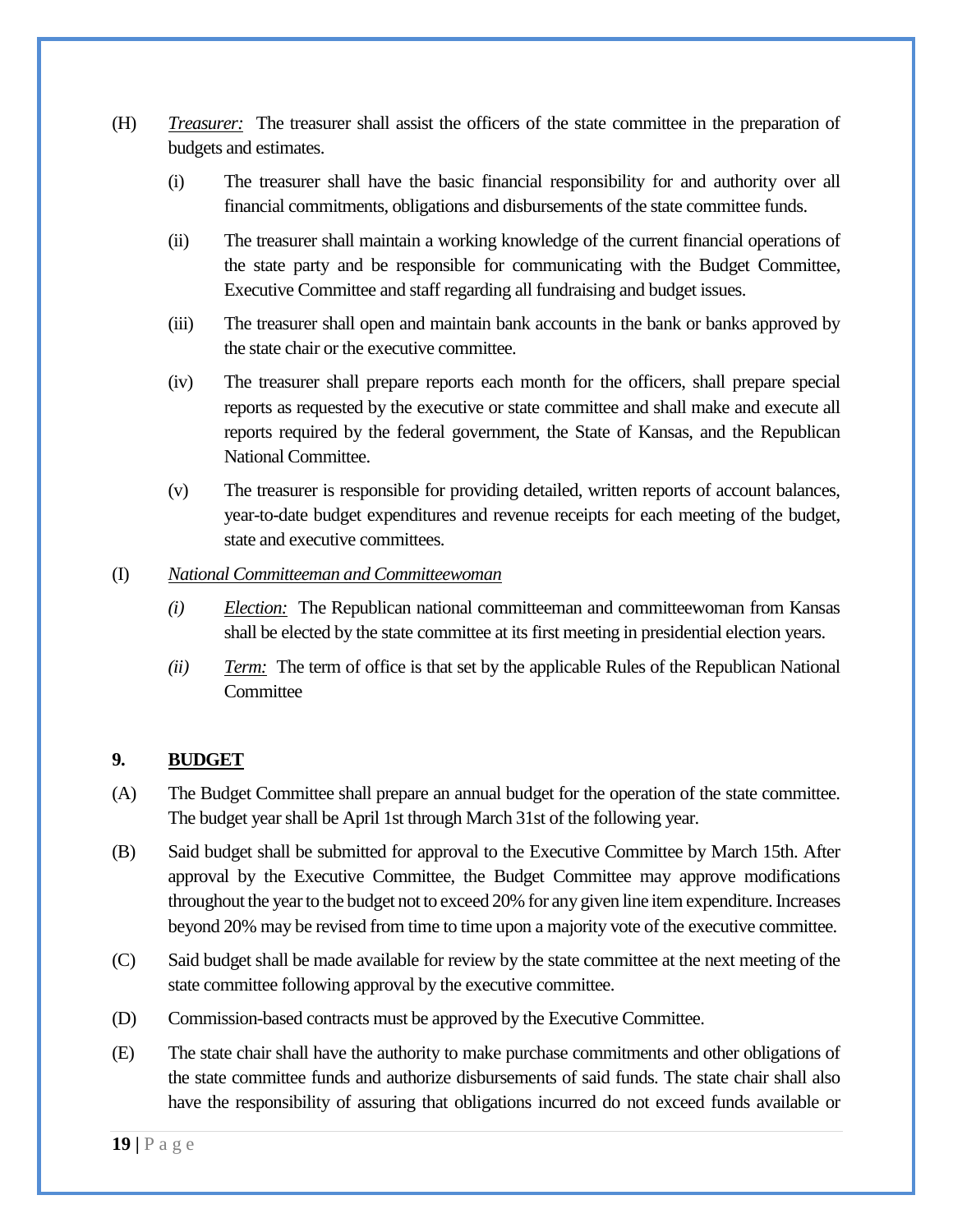(H) *Treasurer:* The treasurer shall assist the officers of the state committee in the preparation of budgets and estimates.

 (i) The treasurer shall have the basic financial responsibility for and authority over all financial commitments, obligations and disbursements of the state committee funds.

 (ii) The treasurer shall maintain a working knowledge of the current financial operations of the state party and be responsible for communicating with the Budget Committee, Executive Committee and staff regarding all fundraising and budget issues.

 (iii) The treasurer shall open and maintain bank accounts in the bank or banks approved by the state chair or the executive committee.

 (iv) The treasurer shall prepare reports each month for the officers, shall prepare special reports as requested by the executive or state committee and shall make and execute all reports required by the federal government, the State of Kansas, and the Republican National Committee.

 (v) The treasurer is responsible for providing detailed, written reports of account balances, year-to-date budget expenditures and revenue receipts for each meeting of the budget, state and executive committees.

(I) *National Committeeman and Committeewoman*

 *(i)* *Election:* The Republican national committeeman and committeewoman from Kansas shall be elected by the state committee at its first meeting in presidential election years.

 *(ii)* *Term:* The term of office is that set by the applicable Rules of the Republican National Committee

## 9. BUDGET

(A) The Budget Committee shall prepare an annual budget for the operation of the state committee. The budget year shall be April 1st through March 31st of the following year.

(B) Said budget shall be submitted for approval to the Executive Committee by March 15th. After approval by the Executive Committee, the Budget Committee may approve modifications throughout the year to the budget not to exceed 20% for any given line item expenditure. Increases beyond 20% may be revised from time to time upon a majority vote of the executive committee.

(C) Said budget shall be made available for review by the state committee at the next meeting of the state committee following approval by the executive committee.

(D) Commission-based contracts must be approved by the Executive Committee.

(E) The state chair shall have the authority to make purchase commitments and other obligations of the state committee funds and authorize disbursements of said funds. The state chair shall also have the responsibility of assuring that obligations incurred do not exceed funds available or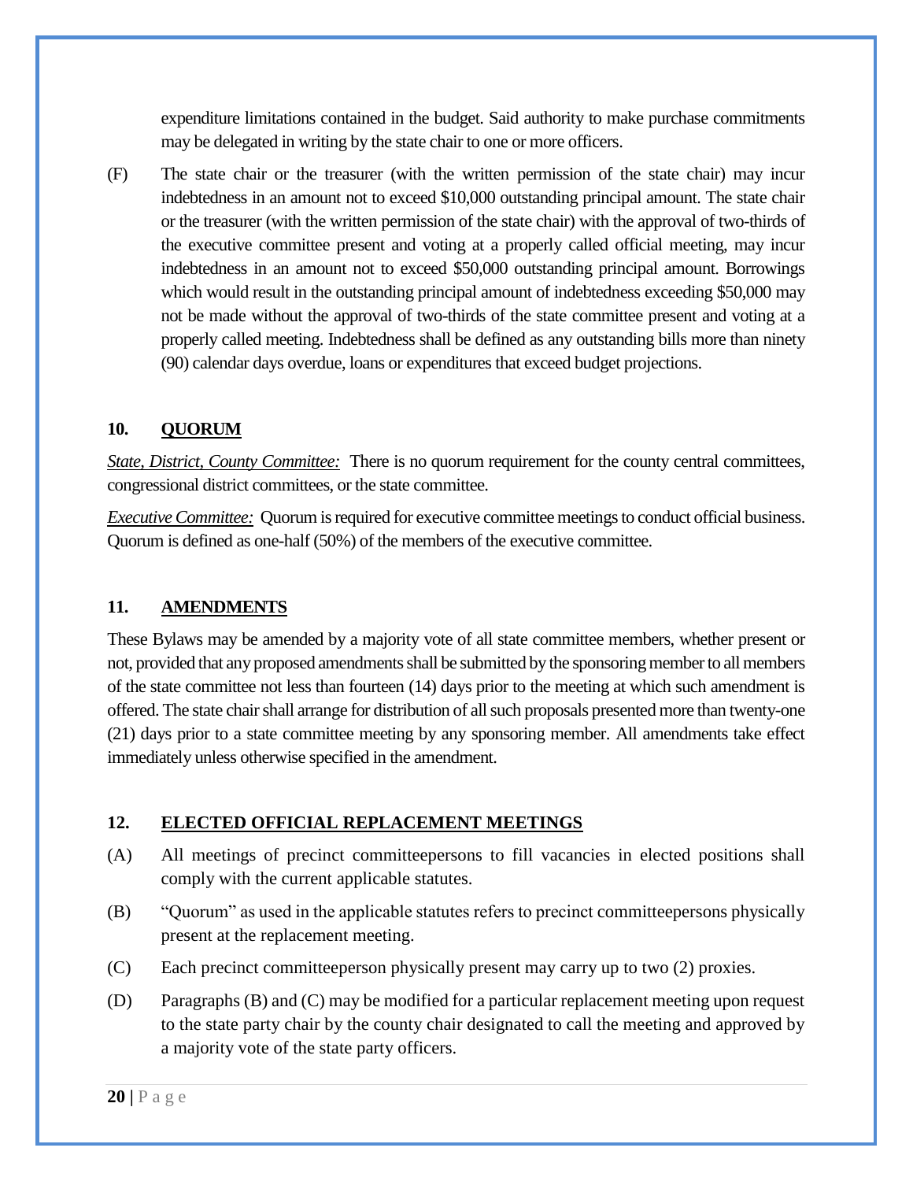expenditure limitations contained in the budget. Said authority to make purchase commitments may be delegated in writing by the state chair to one or more officers.

(F) The state chair or the treasurer (with the written permission of the state chair) may incur indebtedness in an amount not to exceed $10,000 outstanding principal amount. The state chair or the treasurer (with the written permission of the state chair) with the approval of two-thirds of the executive committee present and voting at a properly called official meeting, may incur indebtedness in an amount not to exceed $50,000 outstanding principal amount. Borrowings which would result in the outstanding principal amount of indebtedness exceeding $50,000 may not be made without the approval of two-thirds of the state committee present and voting at a properly called meeting. Indebtedness shall be defined as any outstanding bills more than ninety (90) calendar days overdue, loans or expenditures that exceed budget projections.

## 10. QUORUM

*State, District, County Committee:* There is no quorum requirement for the county central committees, congressional district committees, or the state committee.

*Executive Committee:* Quorum is required for executive committee meetings to conduct official business. Quorum is defined as one-half (50%) of the members of the executive committee.

## 11. AMENDMENTS

These Bylaws may be amended by a majority vote of all state committee members, whether present or not, provided that any proposed amendments shall be submitted by the sponsoring member to all members of the state committee not less than fourteen (14) days prior to the meeting at which such amendment is offered. The state chair shall arrange for distribution of all such proposals presented more than twenty-one (21) days prior to a state committee meeting by any sponsoring member. All amendments take effect immediately unless otherwise specified in the amendment.

## 12. ELECTED OFFICIAL REPLACEMENT MEETINGS

(A) All meetings of precinct committeepersons to fill vacancies in elected positions shall comply with the current applicable statutes.

(B) "Quorum" as used in the applicable statutes refers to precinct committeepersons physically present at the replacement meeting.

(C) Each precinct committeeperson physically present may carry up to two (2) proxies.

(D) Paragraphs (B) and (C) may be modified for a particular replacement meeting upon request to the state party chair by the county chair designated to call the meeting and approved by a majority vote of the state party officers.